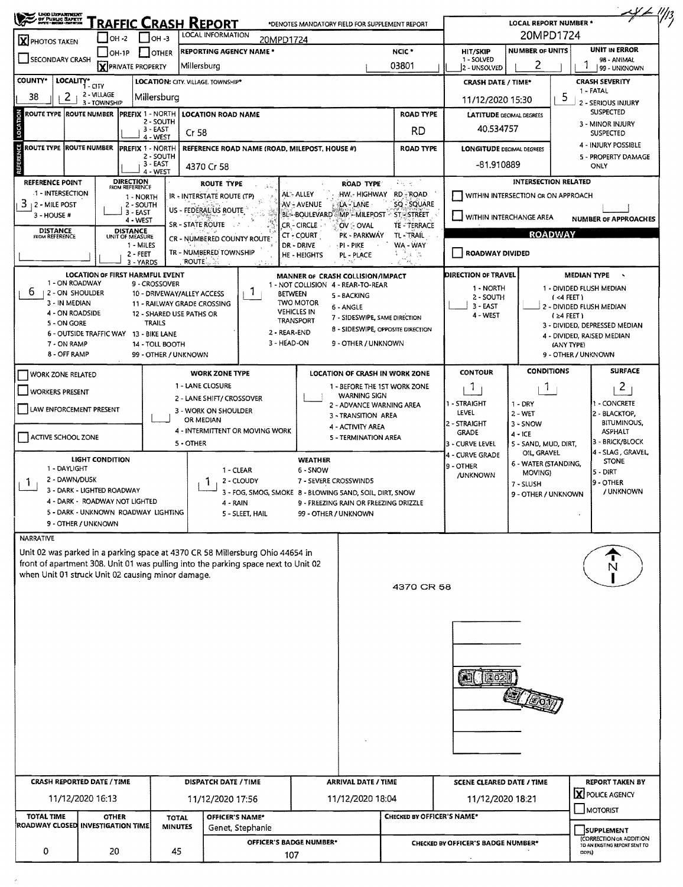# OHIO DEPARTMENT OF PUBLIC SAFETY — TRAFFIC CRASH REPORT

*DENOTES MANDATORY FIELD FOR SUPPLEMENT REPORT

| Field | Value |
|---|---|
| LOCAL REPORT NUMBER * | 20MPD1724 |
| LOCAL INFORMATION | 20MPD1724 |
| PHOTOS TAKEN | X |
| PRIVATE PROPERTY | X |
| REPORTING AGENCY NAME * | Millersburg |
| NCIC * | 03801 |
| HIT/SKIP (1 - SOLVED, 2 - UNSOLVED) | |
| NUMBER OF UNITS | 2 |
| UNIT IN ERROR (98 - ANIMAL, 99 - UNKNOWN) | 1 |
| COUNTY* | 38 |
| LOCALITY* (1 - CITY, 2 - VILLAGE, 3 - TOWNSHIP) | 2 |
| LOCATION: CITY, VILLAGE, TOWNSHIP* | Millersburg |
| CRASH DATE / TIME* | 11/12/2020 15:30 |
| CRASH SEVERITY (1 - FATAL, 2 - SERIOUS INJURY SUSPECTED, 3 - MINOR INJURY SUSPECTED, 4 - INJURY POSSIBLE, 5 - PROPERTY DAMAGE ONLY) | 5 |

## LOCATION

| ROUTE TYPE | ROUTE NUMBER | PREFIX | LOCATION ROAD NAME | ROAD TYPE |
|---|---|---|---|---|
| | | | Cr 58 | RD |

LATITUDE DECIMAL DEGREES: 40.534757

## REFERENCE

| ROUTE TYPE | ROUTE NUMBER | PREFIX | REFERENCE ROAD NAME (ROAD, MILEPOST, HOUSE #) | ROAD TYPE |
|---|---|---|---|---|
| | | | 4370 Cr 58 | |

LONGITUDE DECIMAL DEGREES: -81.910889

| Field | Value |
|---|---|
| REFERENCE POINT (1 - INTERSECTION, 2 - MILE POST, 3 - HOUSE #) | 3 |
| DIRECTION FROM REFERENCE | |
| DISTANCE FROM REFERENCE | |
| DISTANCE UNIT OF MEASURE | |

ROUTE TYPE: IR - INTERSTATE ROUTE (TP), US - FEDERAL US ROUTE, SR - STATE ROUTE, CR - NUMBERED COUNTY ROUTE, TR - NUMBERED TOWNSHIP ROUTE

ROAD TYPE: AL - ALLEY, AV - AVENUE, BL - BOULEVARD, CR - CIRCLE, CT - COURT, DR - DRIVE, HE - HEIGHTS, HW - HIGHWAY, LA - LANE, MP - MILEPOST, OV - OVAL, PK - PARKWAY, PI - PIKE, PL - PLACE, RD - ROAD, SQ - SQUARE, ST - STREET, TE - TERRACE, TL - TRAIL, WA - WAY

INTERSECTION RELATED: WITHIN INTERSECTION OR ON APPROACH ☐; WITHIN INTERCHANGE AREA ☐; NUMBER OF APPROACHES: 

ROADWAY: ROADWAY DIVIDED ☐

| Field | Value |
|---|---|
| LOCATION OF FIRST HARMFUL EVENT | 6 (ON GORE... per code list: 6 - OUTSIDE TRAFFIC WAY) |
| MANNER OF CRASH COLLISION/IMPACT | 1 - NOT COLLISION BETWEEN TWO MOTOR VEHICLES IN TRANSPORT |
| DIRECTION OF TRAVEL | |
| MEDIAN TYPE | |

| Field | Value |
|---|---|
| WORK ZONE RELATED | ☐ |
| WORKERS PRESENT | ☐ |
| LAW ENFORCEMENT PRESENT | ☐ |
| ACTIVE SCHOOL ZONE | ☐ |
| WORK ZONE TYPE | |
| LOCATION OF CRASH IN WORK ZONE | |
| CONTOUR | 1 |
| CONDITIONS | 1 |
| SURFACE | 2 |
| LIGHT CONDITION | 1 |
| WEATHER | 1 |

## NARRATIVE

Unit 02 was parked in a parking space at 4370 CR 58 Millersburg Ohio 44654 in front of apartment 308. Unit 01 was pulling into the parking space next to Unit 02 when Unit 01 struck Unit 02 causing minor damage.

4370 CR 58

| CRASH REPORTED DATE / TIME | DISPATCH DATE / TIME | ARRIVAL DATE / TIME | SCENE CLEARED DATE / TIME | REPORT TAKEN BY |
|---|---|---|---|---|
| 11/12/2020 16:13 | 11/12/2020 17:56 | 11/12/2020 18:04 | 11/12/2020 18:21 | X POLICE AGENCY |

| TOTAL TIME ROADWAY CLOSED | OTHER INVESTIGATION TIME | TOTAL MINUTES | OFFICER'S NAME* | OFFICER'S BADGE NUMBER* | CHECKED BY OFFICER'S NAME* | CHECKED BY OFFICER'S BADGE NUMBER* |
|---|---|---|---|---|---|---|
| 0 | 20 | 45 | Genet, Stephanie | 107 | | |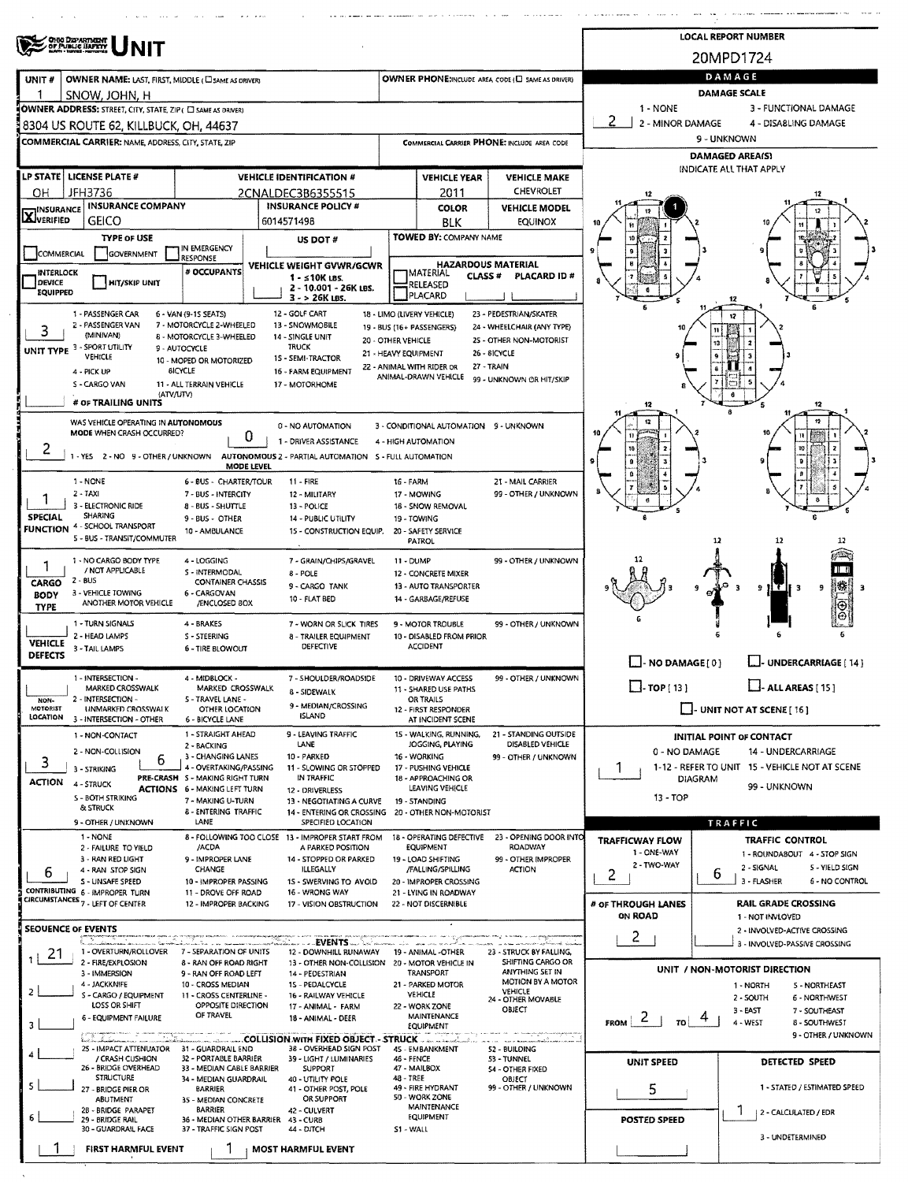# OHIO DEPARTMENT OF PUBLIC SAFETY UNIT

**LOCAL REPORT NUMBER:** 20MPD1724

| UNIT # | OWNER NAME: LAST, FIRST, MIDDLE (☐ SAME AS DRIVER) | OWNER PHONE: INCLUDE AREA CODE (☐ SAME AS DRIVER) |
|---|---|---|
| 1 | SNOW, JOHN, H | |

**OWNER ADDRESS:** STREET, CITY, STATE, ZIP (☐ SAME AS DRIVER)
8304 US ROUTE 62, KILLBUCK, OH, 44637

**COMMERCIAL CARRIER:** NAME, ADDRESS, CITY, STATE, ZIP — **COMMERCIAL CARRIER PHONE:** INCLUDE AREA CODE

| LP STATE | LICENSE PLATE # | VEHICLE IDENTIFICATION # | VEHICLE YEAR | VEHICLE MAKE |
|---|---|---|---|---|
| OH | JFH3736 | 2CNALDEC3B6355515 | 2011 | CHEVROLET |

| ☒ INSURANCE VERIFIED | INSURANCE COMPANY | INSURANCE POLICY # | COLOR | VEHICLE MODEL |
|---|---|---|---|---|
| | GEICO | 6014571498 | BLK | EQUINOX |

**TYPE OF USE:** ☐ COMMERCIAL ☐ GOVERNMENT ☐ IN EMERGENCY RESPONSE
**US DOT #:**
**TOWED BY:** COMPANY NAME
☐ INTERLOCK DEVICE EQUIPPED ☐ HIT/SKIP UNIT
**# OCCUPANTS:**
**VEHICLE WEIGHT GVWR/GCWR:** 1 - ≤10K LBS. 2 - 10.001 - 26K LBS. 3 - > 26K LBS.
**HAZARDOUS MATERIAL:** ☐ MATERIAL CLASS # ☐ RELEASED ☐ PLACARD — PLACARD ID #

**UNIT TYPE:** 3
1 - PASSENGER CAR, 2 - PASSENGER VAN (MINIVAN), 3 - SPORT UTILITY VEHICLE, 4 - PICK UP, 5 - CARGO VAN, 6 - VAN (9-15 SEATS), 7 - MOTORCYCLE 2-WHEELED, 8 - MOTORCYCLE 3-WHEELED, 9 - AUTOCYCLE, 10 - MOPED OR MOTORIZED BICYCLE, 11 - ALL TERRAIN VEHICLE (ATV/UTV), 12 - GOLF CART, 13 - SNOWMOBILE, 14 - SINGLE UNIT TRUCK, 15 - SEMI-TRACTOR, 16 - FARM EQUIPMENT, 17 - MOTORHOME, 18 - LIMO (LIVERY VEHICLE), 19 - BUS (16+ PASSENGERS), 20 - OTHER VEHICLE, 21 - HEAVY EQUIPMENT, 22 - ANIMAL WITH RIDER OR ANIMAL-DRAWN VEHICLE, 23 - PEDESTRIAN/SKATER, 24 - WHEELCHAIR (ANY TYPE), 25 - OTHER NON-MOTORIST, 26 - BICYCLE, 27 - TRAIN, 99 - UNKNOWN OR HIT/SKIP

**# OF TRAILING UNITS:**

**WAS VEHICLE OPERATING IN AUTONOMOUS MODE WHEN CRASH OCCURRED?** 2
1 - YES 2 - NO 9 - OTHER / UNKNOWN

**AUTONOMOUS MODE LEVEL:** 0
0 - NO AUTOMATION, 1 - DRIVER ASSISTANCE, 2 - PARTIAL AUTOMATION, 3 - CONDITIONAL AUTOMATION, 4 - HIGH AUTOMATION, 5 - FULL AUTOMATION, 9 - UNKNOWN

**SPECIAL FUNCTION:** 1
1 - NONE, 2 - TAXI, 3 - ELECTRONIC RIDE SHARING, 4 - SCHOOL TRANSPORT, 5 - BUS - TRANSIT/COMMUTER, 6 - BUS - CHARTER/TOUR, 7 - BUS - INTERCITY, 8 - BUS - SHUTTLE, 9 - BUS - OTHER, 10 - AMBULANCE, 11 - FIRE, 12 - MILITARY, 13 - POLICE, 14 - PUBLIC UTILITY, 15 - CONSTRUCTION EQUIP., 16 - FARM, 17 - MOWING, 18 - SNOW REMOVAL, 19 - TOWING, 20 - SAFETY SERVICE PATROL, 21 - MAIL CARRIER, 99 - OTHER / UNKNOWN

**CARGO BODY TYPE:** 1
1 - NO CARGO BODY TYPE / NOT APPLICABLE, 2 - BUS, 3 - VEHICLE TOWING ANOTHER MOTOR VEHICLE, 4 - LOGGING, 5 - INTERMODAL CONTAINER CHASSIS, 6 - CARGOVAN /ENCLOSED BOX, 7 - GRAIN/CHIPS/GRAVEL, 8 - POLE, 9 - CARGO TANK, 10 - FLAT BED, 11 - DUMP, 12 - CONCRETE MIXER, 13 - AUTO TRANSPORTER, 14 - GARBAGE/REFUSE, 99 - OTHER / UNKNOWN

**VEHICLE DEFECTS:**
1 - TURN SIGNALS, 2 - HEAD LAMPS, 3 - TAIL LAMPS, 4 - BRAKES, 5 - STEERING, 6 - TIRE BLOWOUT, 7 - WORN OR SLICK TIRES, 8 - TRAILER EQUIPMENT DEFECTIVE, 9 - MOTOR TROUBLE, 10 - DISABLED FROM PRIOR ACCIDENT, 99 - OTHER / UNKNOWN

**NON-MOTORIST LOCATION:**
1 - INTERSECTION - MARKED CROSSWALK, 2 - INTERSECTION - UNMARKED CROSSWALK, 3 - INTERSECTION - OTHER, 4 - MIDBLOCK - MARKED CROSSWALK, 5 - TRAVEL LANE - OTHER LOCATION, 6 - BICYCLE LANE, 7 - SHOULDER/ROADSIDE, 8 - SIDEWALK, 9 - MEDIAN/CROSSING ISLAND, 10 - DRIVEWAY ACCESS, 11 - SHARED USE PATHS OR TRAILS, 12 - FIRST RESPONDER AT INCIDENT SCENE, 99 - OTHER / UNKNOWN

**ACTION:** 3 — **PRE-CRASH ACTIONS:** 6
ACTION: 1 - NON-CONTACT, 2 - NON-COLLISION, 3 - STRIKING, 4 - STRUCK, 5 - BOTH STRIKING & STRUCK, 9 - OTHER / UNKNOWN
PRE-CRASH ACTIONS: 1 - STRAIGHT AHEAD, 2 - BACKING, 3 - CHANGING LANES, 4 - OVERTAKING/PASSING, 5 - MAKING RIGHT TURN, 6 - MAKING LEFT TURN, 7 - MAKING U-TURN, 8 - ENTERING TRAFFIC LANE, 9 - LEAVING TRAFFIC LANE, 10 - PARKED, 11 - SLOWING OR STOPPED IN TRAFFIC, 12 - DRIVERLESS, 13 - NEGOTIATING A CURVE, 14 - ENTERING OR CROSSING SPECIFIED LOCATION, 15 - WALKING, RUNNING, JOGGING, PLAYING, 16 - WORKING, 17 - PUSHING VEHICLE, 18 - APPROACHING OR LEAVING VEHICLE, 19 - STANDING, 20 - OTHER NON-MOTORIST, 21 - STANDING OUTSIDE DISABLED VEHICLE, 99 - OTHER / UNKNOWN

**CONTRIBUTING CIRCUMSTANCES:** 6
1 - NONE, 2 - FAILURE TO YIELD, 3 - RAN RED LIGHT, 4 - RAN STOP SIGN, 5 - UNSAFE SPEED, 6 - IMPROPER TURN, 7 - LEFT OF CENTER, 8 - FOLLOWING TOO CLOSE /ACDA, 9 - IMPROPER LANE CHANGE, 10 - IMPROPER PASSING, 11 - DROVE OFF ROAD, 12 - IMPROPER BACKING, 13 - IMPROPER START FROM A PARKED POSITION, 14 - STOPPED OR PARKED ILLEGALLY, 15 - SWERVING TO AVOID, 16 - WRONG WAY, 17 - VISION OBSTRUCTION, 18 - OPERATING DEFECTIVE EQUIPMENT, 19 - LOAD SHIFTING /FALLING/SPILLING, 20 - IMPROPER CROSSING, 21 - LYING IN ROADWAY, 22 - NOT DISCERNIBLE, 23 - OPENING DOOR INTO ROADWAY, 99 - OTHER IMPROPER ACTION

## SEQUENCE OF EVENTS

| # | Event |
|---|---|
| 1 | 21 |
| 2 | |
| 3 | |
| 4 | |
| 5 | |
| 6 | |

**EVENTS:** 1 - OVERTURN/ROLLOVER, 2 - FIRE/EXPLOSION, 3 - IMMERSION, 4 - JACKKNIFE, 5 - CARGO / EQUIPMENT LOSS OR SHIFT, 6 - EQUIPMENT FAILURE, 7 - SEPARATION OF UNITS, 8 - RAN OFF ROAD RIGHT, 9 - RAN OFF ROAD LEFT, 10 - CROSS MEDIAN, 11 - CROSS CENTERLINE - OPPOSITE DIRECTION OF TRAVEL, 12 - DOWNHILL RUNAWAY, 13 - OTHER NON-COLLISION, 14 - PEDESTRIAN, 15 - PEDALCYCLE, 16 - RAILWAY VEHICLE, 17 - ANIMAL - FARM, 18 - ANIMAL - DEER, 19 - ANIMAL - OTHER, 20 - MOTOR VEHICLE IN TRANSPORT, 21 - PARKED MOTOR VEHICLE, 22 - WORK ZONE MAINTENANCE EQUIPMENT, 23 - STRUCK BY FALLING, SHIFTING CARGO OR ANYTHING SET IN MOTION BY A MOTOR VEHICLE, 24 - OTHER MOVABLE OBJECT

**COLLISION WITH FIXED OBJECT - STRUCK:** 25 - IMPACT ATTENUATOR / CRASH CUSHION, 26 - BRIDGE OVERHEAD STRUCTURE, 27 - BRIDGE PIER OR ABUTMENT, 28 - BRIDGE PARAPET, 29 - BRIDGE RAIL, 30 - GUARDRAIL FACE, 31 - GUARDRAIL END, 32 - PORTABLE BARRIER, 33 - MEDIAN CABLE BARRIER, 34 - MEDIAN GUARDRAIL BARRIER, 35 - MEDIAN CONCRETE BARRIER, 36 - MEDIAN OTHER BARRIER, 37 - TRAFFIC SIGN POST, 38 - OVERHEAD SIGN POST, 39 - LIGHT / LUMINARIES SUPPORT, 40 - UTILITY POLE, 41 - OTHER POST, POLE OR SUPPORT, 42 - CULVERT, 43 - CURB, 44 - DITCH, 45 - EMBANKMENT, 46 - FENCE, 47 - MAILBOX, 48 - TREE, 49 - FIRE HYDRANT, 50 - WORK ZONE MAINTENANCE EQUIPMENT, 51 - WALL, 52 - BUILDING, 53 - TUNNEL, 54 - OTHER FIXED OBJECT, 99 - OTHER / UNKNOWN

**FIRST HARMFUL EVENT:** 1 — **MOST HARMFUL EVENT:** 1

## DAMAGE

**DAMAGE SCALE:** 2
1 - NONE, 2 - MINOR DAMAGE, 3 - FUNCTIONAL DAMAGE, 4 - DISABLING DAMAGE, 9 - UNKNOWN

**DAMAGED AREA(S)** (INDICATE ALL THAT APPLY): 1

☐ - NO DAMAGE [0] ☐ - UNDERCARRIAGE [14]
☐ - TOP [13] ☐ - ALL AREAS [15]
☐ - UNIT NOT AT SCENE [16]

**INITIAL POINT OF CONTACT:** 1
0 - NO DAMAGE, 1-12 - REFER TO UNIT DIAGRAM, 13 - TOP, 14 - UNDERCARRIAGE, 15 - VEHICLE NOT AT SCENE, 99 - UNKNOWN

## TRAFFIC

**TRAFFICWAY FLOW:** 2 (1 - ONE-WAY, 2 - TWO-WAY)
**TRAFFIC CONTROL:** 6 (1 - ROUNDABOUT, 2 - SIGNAL, 3 - FLASHER, 4 - STOP SIGN, 5 - YIELD SIGN, 6 - NO CONTROL)
**# OF THROUGH LANES ON ROAD:** 2
**RAIL GRADE CROSSING:** 1 - NOT INVLOVED, 2 - INVOLVED-ACTIVE CROSSING, 3 - INVOLVED-PASSIVE CROSSING

**UNIT / NON-MOTORIST DIRECTION:** FROM 2 TO 4
1 - NORTH, 2 - SOUTH, 3 - EAST, 4 - WEST, 5 - NORTHEAST, 6 - NORTHWEST, 7 - SOUTHEAST, 8 - SOUTHWEST, 9 - OTHER / UNKNOWN

**UNIT SPEED:** 5
**POSTED SPEED:**
**DETECTED SPEED:** 1
1 - STATED / ESTIMATED SPEED, 2 - CALCULATED / EDR, 3 - UNDETERMINED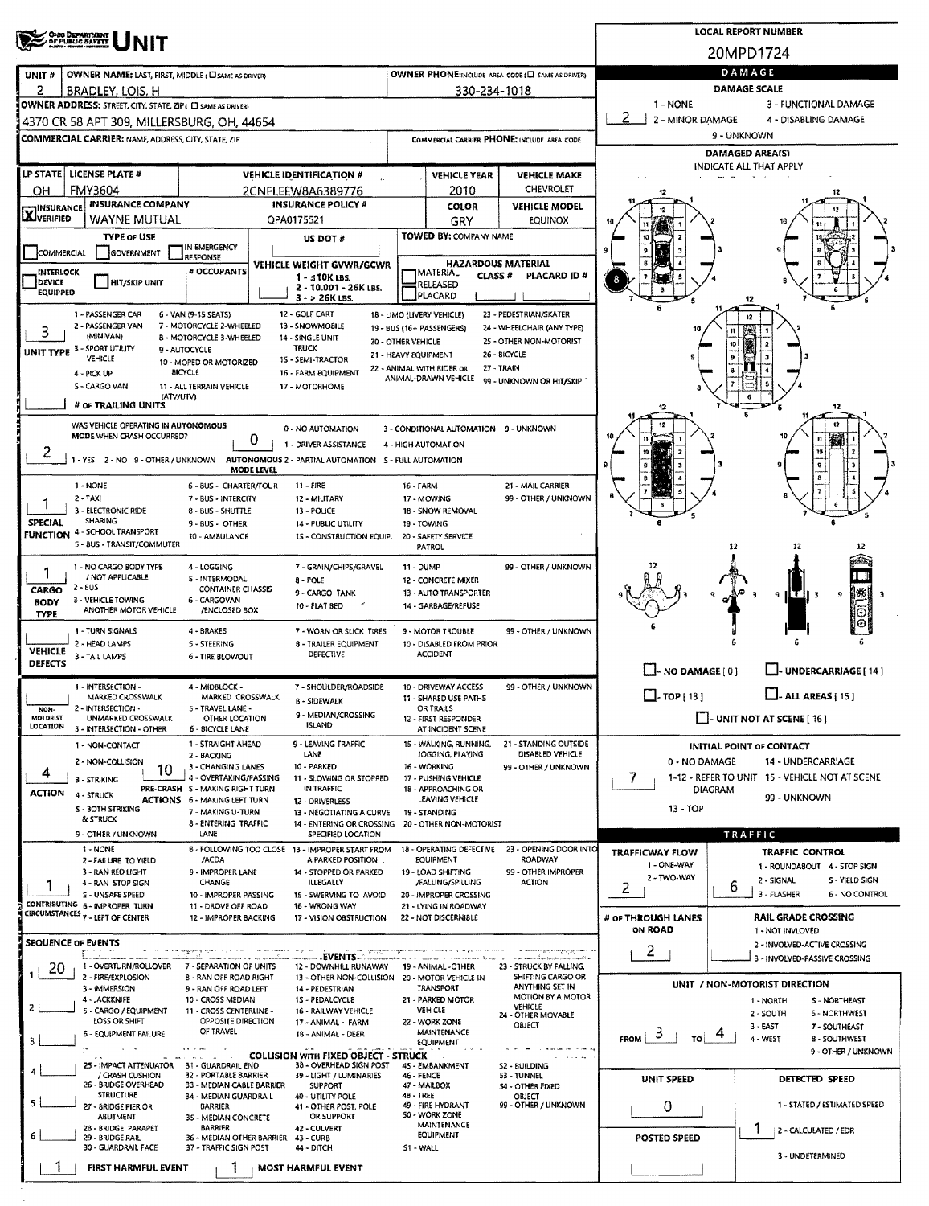# UNIT

**LOCAL REPORT NUMBER:** 20MPD1724

| UNIT # | OWNER NAME: LAST, FIRST, MIDDLE (☐ SAME AS DRIVER) | OWNER PHONE: INCLUDE AREA CODE (☐ SAME AS DRIVER) |
|---|---|---|
| 2 | BRADLEY, LOIS, H | 330-234-1018 |

**OWNER ADDRESS:** STREET, CITY, STATE, ZIP (☐ SAME AS DRIVER): 4370 CR 58 APT 309, MILLERSBURG, OH, 44654

**COMMERCIAL CARRIER:** NAME, ADDRESS, CITY, STATE, ZIP

**COMMERCIAL CARRIER PHONE:** INCLUDE AREA CODE

| LP STATE | LICENSE PLATE # | VEHICLE IDENTIFICATION # | VEHICLE YEAR | VEHICLE MAKE |
|---|---|---|---|---|
| OH | FMY3604 | 2CNFLEEW8A6389776 | 2010 | CHEVROLET |

| INSURANCE | INSURANCE COMPANY | INSURANCE POLICY # | COLOR | VEHICLE MODEL |
|---|---|---|---|---|
| ☒ VERIFIED | WAYNE MUTUAL | QPA0175521 | GRY | EQUINOX |

**TYPE OF USE:** ☐ COMMERCIAL ☐ GOVERNMENT ☐ IN EMERGENCY RESPONSE

**US DOT #**

**TOWED BY:** COMPANY NAME

☐ INTERLOCK DEVICE EQUIPPED ☐ HIT/SKIP UNIT

**# OCCUPANTS**

**VEHICLE WEIGHT GVWR/GCWR:** 1 - ≤10K LBS. 2 - 10,001 - 26K LBS. 3 - > 26K LBS.

**HAZARDOUS MATERIAL:** ☐ MATERIAL RELEASED ☐ PLACARD — CLASS # — PLACARD ID #

**UNIT TYPE:** 3
1 - PASSENGER CAR, 2 - PASSENGER VAN (MINIVAN), 3 - SPORT UTILITY VEHICLE, 4 - PICK UP, 5 - CARGO VAN, 6 - VAN (9-15 SEATS), 7 - MOTORCYCLE 2-WHEELED, 8 - MOTORCYCLE 3-WHEELED, 9 - AUTOCYCLE, 10 - MOPED OR MOTORIZED BICYCLE, 11 - ALL TERRAIN VEHICLE (ATV/UTV), 12 - GOLF CART, 13 - SNOWMOBILE, 14 - SINGLE UNIT TRUCK, 15 - SEMI-TRACTOR, 16 - FARM EQUIPMENT, 17 - MOTORHOME, 18 - LIMO (LIVERY VEHICLE), 19 - BUS (16+ PASSENGERS), 20 - OTHER VEHICLE, 21 - HEAVY EQUIPMENT, 22 - ANIMAL WITH RIDER OR ANIMAL-DRAWN VEHICLE, 23 - PEDESTRIAN/SKATER, 24 - WHEELCHAIR (ANY TYPE), 25 - OTHER NON-MOTORIST, 26 - BICYCLE, 27 - TRAIN, 99 - UNKNOWN OR HIT/SKIP

**# OF TRAILING UNITS**

**WAS VEHICLE OPERATING IN AUTONOMOUS MODE WHEN CRASH OCCURRED?** 2
1 - YES 2 - NO 9 - OTHER / UNKNOWN

**AUTONOMOUS MODE LEVEL:** 0
0 - NO AUTOMATION, 1 - DRIVER ASSISTANCE, 2 - PARTIAL AUTOMATION, 3 - CONDITIONAL AUTOMATION, 4 - HIGH AUTOMATION, 5 - FULL AUTOMATION, 9 - UNKNOWN

**SPECIAL FUNCTION:** 1
1 - NONE, 2 - TAXI, 3 - ELECTRONIC RIDE SHARING, 4 - SCHOOL TRANSPORT, 5 - BUS - TRANSIT/COMMUTER, 6 - BUS - CHARTER/TOUR, 7 - BUS - INTERCITY, 8 - BUS - SHUTTLE, 9 - BUS - OTHER, 10 - AMBULANCE, 11 - FIRE, 12 - MILITARY, 13 - POLICE, 14 - PUBLIC UTILITY, 15 - CONSTRUCTION EQUIP., 16 - FARM, 17 - MOWING, 18 - SNOW REMOVAL, 19 - TOWING, 20 - SAFETY SERVICE PATROL, 21 - MAIL CARRIER, 99 - OTHER / UNKNOWN

**CARGO BODY TYPE:** 1
1 - NO CARGO BODY TYPE / NOT APPLICABLE, 2 - BUS, 3 - VEHICLE TOWING ANOTHER MOTOR VEHICLE, 4 - LOGGING, 5 - INTERMODAL CONTAINER CHASSIS, 6 - CARGOVAN /ENCLOSED BOX, 7 - GRAIN/CHIPS/GRAVEL, 8 - POLE, 9 - CARGO TANK, 10 - FLAT BED, 11 - DUMP, 12 - CONCRETE MIXER, 13 - AUTO TRANSPORTER, 14 - GARBAGE/REFUSE, 99 - OTHER / UNKNOWN

**VEHICLE DEFECTS:**
1 - TURN SIGNALS, 2 - HEAD LAMPS, 3 - TAIL LAMPS, 4 - BRAKES, 5 - STEERING, 6 - TIRE BLOWOUT, 7 - WORN OR SLICK TIRES, 8 - TRAILER EQUIPMENT DEFECTIVE, 9 - MOTOR TROUBLE, 10 - DISABLED FROM PRIOR ACCIDENT, 99 - OTHER / UNKNOWN

**NON-MOTORIST LOCATION:**
1 - INTERSECTION - MARKED CROSSWALK, 2 - INTERSECTION - UNMARKED CROSSWALK, 3 - INTERSECTION - OTHER, 4 - MIDBLOCK - MARKED CROSSWALK, 5 - TRAVEL LANE - OTHER LOCATION, 6 - BICYCLE LANE, 7 - SHOULDER/ROADSIDE, 8 - SIDEWALK, 9 - MEDIAN/CROSSING ISLAND, 10 - DRIVEWAY ACCESS, 11 - SHARED USE PATHS OR TRAILS, 12 - FIRST RESPONDER AT INCIDENT SCENE, 99 - OTHER / UNKNOWN

**ACTION:** 4 **PRE-CRASH ACTIONS:** 10
ACTION: 1 - NON-CONTACT, 2 - NON-COLLISION, 3 - STRIKING, 4 - STRUCK, 5 - BOTH STRIKING & STRUCK, 9 - OTHER / UNKNOWN
PRE-CRASH ACTIONS: 1 - STRAIGHT AHEAD, 2 - BACKING, 3 - CHANGING LANES, 4 - OVERTAKING/PASSING, 5 - MAKING RIGHT TURN, 6 - MAKING LEFT TURN, 7 - MAKING U-TURN, 8 - ENTERING TRAFFIC LANE, 9 - LEAVING TRAFFIC LANE, 10 - PARKED, 11 - SLOWING OR STOPPED IN TRAFFIC, 12 - DRIVERLESS, 13 - NEGOTIATING A CURVE, 14 - ENTERING OR CROSSING SPECIFIED LOCATION, 15 - WALKING, RUNNING, JOGGING, PLAYING, 16 - WORKING, 17 - PUSHING VEHICLE, 18 - APPROACHING OR LEAVING VEHICLE, 19 - STANDING, 20 - OTHER NON-MOTORIST, 21 - STANDING OUTSIDE DISABLED VEHICLE, 99 - OTHER / UNKNOWN

**CONTRIBUTING CIRCUMSTANCES:** 1
1 - NONE, 2 - FAILURE TO YIELD, 3 - RAN RED LIGHT, 4 - RAN STOP SIGN, 5 - UNSAFE SPEED, 6 - IMPROPER TURN, 7 - LEFT OF CENTER, 8 - FOLLOWING TOO CLOSE /ACDA, 9 - IMPROPER LANE CHANGE, 10 - IMPROPER PASSING, 11 - DROVE OFF ROAD, 12 - IMPROPER BACKING, 13 - IMPROPER START FROM A PARKED POSITION, 14 - STOPPED OR PARKED ILLEGALLY, 15 - SWERVING TO AVOID, 16 - WRONG WAY, 17 - VISION OBSTRUCTION, 18 - OPERATING DEFECTIVE EQUIPMENT, 19 - LOAD SHIFTING /FALLING/SPILLING, 20 - IMPROPER CROSSING, 21 - LYING IN ROADWAY, 22 - NOT DISCERNIBLE, 23 - OPENING DOOR INTO ROADWAY, 99 - OTHER IMPROPER ACTION

**SEQUENCE OF EVENTS:**
1: 20
2:
3:
4:
5:
6:

**EVENTS:** 1 - OVERTURN/ROLLOVER, 2 - FIRE/EXPLOSION, 3 - IMMERSION, 4 - JACKKNIFE, 5 - CARGO / EQUIPMENT LOSS OR SHIFT, 6 - EQUIPMENT FAILURE, 7 - SEPARATION OF UNITS, 8 - RAN OFF ROAD RIGHT, 9 - RAN OFF ROAD LEFT, 10 - CROSS MEDIAN, 11 - CROSS CENTERLINE - OPPOSITE DIRECTION OF TRAVEL, 12 - DOWNHILL RUNAWAY, 13 - OTHER NON-COLLISION, 14 - PEDESTRIAN, 15 - PEDALCYCLE, 16 - RAILWAY VEHICLE, 17 - ANIMAL - FARM, 18 - ANIMAL - DEER, 19 - ANIMAL - OTHER, 20 - MOTOR VEHICLE IN TRANSPORT, 21 - PARKED MOTOR VEHICLE, 22 - WORK ZONE MAINTENANCE EQUIPMENT, 23 - STRUCK BY FALLING, SHIFTING CARGO OR ANYTHING SET IN MOTION BY A MOTOR VEHICLE, 24 - OTHER MOVABLE OBJECT

**COLLISION WITH FIXED OBJECT - STRUCK:** 25 - IMPACT ATTENUATOR / CRASH CUSHION, 26 - BRIDGE OVERHEAD STRUCTURE, 27 - BRIDGE PIER OR ABUTMENT, 28 - BRIDGE PARAPET, 29 - BRIDGE RAIL, 30 - GUARDRAIL FACE, 31 - GUARDRAIL END, 32 - PORTABLE BARRIER, 33 - MEDIAN CABLE BARRIER, 34 - MEDIAN GUARDRAIL BARRIER, 35 - MEDIAN CONCRETE BARRIER, 36 - MEDIAN OTHER BARRIER, 37 - TRAFFIC SIGN POST, 38 - OVERHEAD SIGN POST, 39 - LIGHT / LUMINARIES SUPPORT, 40 - UTILITY POLE, 41 - OTHER POST, POLE OR SUPPORT, 42 - CULVERT, 43 - CURB, 44 - DITCH, 45 - EMBANKMENT, 46 - FENCE, 47 - MAILBOX, 48 - TREE, 49 - FIRE HYDRANT, 50 - WORK ZONE MAINTENANCE EQUIPMENT, 51 - WALL, 52 - BUILDING, 53 - TUNNEL, 54 - OTHER FIXED OBJECT, 99 - OTHER / UNKNOWN

**FIRST HARMFUL EVENT:** 1 **MOST HARMFUL EVENT:** 1

## DAMAGE

**DAMAGE SCALE:** 2
1 - NONE, 2 - MINOR DAMAGE, 3 - FUNCTIONAL DAMAGE, 4 - DISABLING DAMAGE, 9 - UNKNOWN

**DAMAGED AREA(S)** — INDICATE ALL THAT APPLY: 8

☐ - NO DAMAGE [0] ☐ - UNDERCARRIAGE [14] ☐ - TOP [13] ☐ - ALL AREAS [15] ☐ - UNIT NOT AT SCENE [16]

**INITIAL POINT OF CONTACT:** 7
0 - NO DAMAGE, 1-12 - REFER TO UNIT DIAGRAM, 13 - TOP, 14 - UNDERCARRIAGE, 15 - VEHICLE NOT AT SCENE, 99 - UNKNOWN

## TRAFFIC

**TRAFFICWAY FLOW:** 2 (1 - ONE-WAY, 2 - TWO-WAY)

**TRAFFIC CONTROL:** 6
1 - ROUNDABOUT, 2 - SIGNAL, 3 - FLASHER, 4 - STOP SIGN, 5 - YIELD SIGN, 6 - NO CONTROL

**# OF THROUGH LANES ON ROAD:** 2

**RAIL GRADE CROSSING:** 1 - NOT INVOLVED, 2 - INVOLVED-ACTIVE CROSSING, 3 - INVOLVED-PASSIVE CROSSING

**UNIT / NON-MOTORIST DIRECTION:** FROM 3 TO 4
1 - NORTH, 2 - SOUTH, 3 - EAST, 4 - WEST, 5 - NORTHEAST, 6 - NORTHWEST, 7 - SOUTHEAST, 8 - SOUTHWEST, 9 - OTHER / UNKNOWN

**UNIT SPEED:** 0

**POSTED SPEED:**

**DETECTED SPEED:** 1
1 - STATED / ESTIMATED SPEED, 2 - CALCULATED / EDR, 3 - UNDETERMINED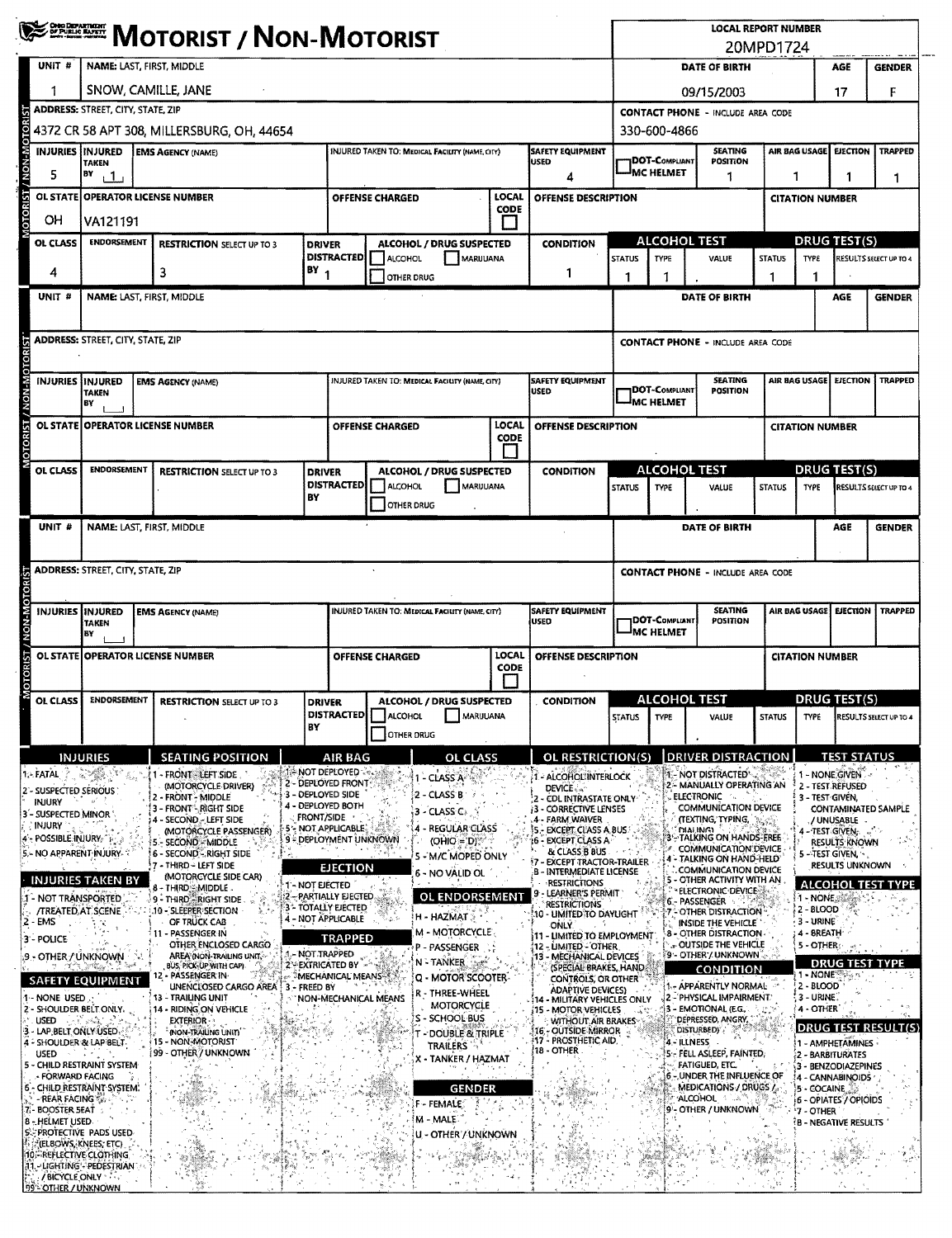# MOTORIST / NON-MOTORIST

**LOCAL REPORT NUMBER:** 20MPD1724

## Motorist / Non-Motorist (Unit 1)

| UNIT # | NAME: LAST, FIRST, MIDDLE | DATE OF BIRTH | AGE | GENDER |
|---|---|---|---|---|
| 1 | SNOW, CAMILLE, JANE | 09/15/2003 | 17 | F |

| ADDRESS: STREET, CITY, STATE, ZIP | CONTACT PHONE - INCLUDE AREA CODE |
|---|---|
| 4372 CR 58 APT 308, MILLERSBURG, OH, 44654 | 330-600-4866 |

| INJURIES | INJURED TAKEN BY | EMS AGENCY (NAME) | INJURED TAKEN TO: MEDICAL FACILITY (NAME, CITY) | SAFETY EQUIPMENT USED | DOT-COMPLIANT MC HELMET | SEATING POSITION | AIR BAG USAGE | EJECTION | TRAPPED |
|---|---|---|---|---|---|---|---|---|---|
| 5 | 1 | | | 4 | | 1 | 1 | 1 | 1 |

| OL STATE | OPERATOR LICENSE NUMBER | OFFENSE CHARGED | LOCAL CODE | OFFENSE DESCRIPTION | CITATION NUMBER |
|---|---|---|---|---|---|
| OH | VA121191 | | | | |

| OL CLASS | ENDORSEMENT | RESTRICTION SELECT UP TO 3 | DRIVER DISTRACTED BY | ALCOHOL / DRUG SUSPECTED | CONDITION | ALCOHOL TEST STATUS | ALCOHOL TEST TYPE | ALCOHOL TEST VALUE | DRUG TEST STATUS | DRUG TEST TYPE | DRUG TEST RESULTS SELECT UP TO 4 |
|---|---|---|---|---|---|---|---|---|---|---|---|
| 4 | | 3 | 1 | ☐ ALCOHOL ☐ MARIJUANA ☐ OTHER DRUG | 1 | 1 | 1 | . | 1 | 1 | |

## Motorist / Non-Motorist (Unit blank)

| UNIT # | NAME: LAST, FIRST, MIDDLE | DATE OF BIRTH | AGE | GENDER |
|---|---|---|---|---|
| | | | | |

| ADDRESS: STREET, CITY, STATE, ZIP | CONTACT PHONE - INCLUDE AREA CODE |
|---|---|
| | |

| INJURIES | INJURED TAKEN BY | EMS AGENCY (NAME) | INJURED TAKEN TO: MEDICAL FACILITY (NAME, CITY) | SAFETY EQUIPMENT USED | DOT-COMPLIANT MC HELMET | SEATING POSITION | AIR BAG USAGE | EJECTION | TRAPPED |
|---|---|---|---|---|---|---|---|---|---|
| | | | | | | | | | |

| OL STATE | OPERATOR LICENSE NUMBER | OFFENSE CHARGED | LOCAL CODE | OFFENSE DESCRIPTION | CITATION NUMBER |
|---|---|---|---|---|---|
| | | | | | |

| OL CLASS | ENDORSEMENT | RESTRICTION SELECT UP TO 3 | DRIVER DISTRACTED BY | ALCOHOL / DRUG SUSPECTED | CONDITION | ALCOHOL TEST STATUS | ALCOHOL TEST TYPE | ALCOHOL TEST VALUE | DRUG TEST STATUS | DRUG TEST TYPE | DRUG TEST RESULTS SELECT UP TO 4 |
|---|---|---|---|---|---|---|---|---|---|---|---|
| | | | | ☐ ALCOHOL ☐ MARIJUANA ☐ OTHER DRUG | | | | | | | |

## Motorist / Non-Motorist (Unit blank)

| UNIT # | NAME: LAST, FIRST, MIDDLE | DATE OF BIRTH | AGE | GENDER |
|---|---|---|---|---|
| | | | | |

| ADDRESS: STREET, CITY, STATE, ZIP | CONTACT PHONE - INCLUDE AREA CODE |
|---|---|
| | |

| INJURIES | INJURED TAKEN BY | EMS AGENCY (NAME) | INJURED TAKEN TO: MEDICAL FACILITY (NAME, CITY) | SAFETY EQUIPMENT USED | DOT-COMPLIANT MC HELMET | SEATING POSITION | AIR BAG USAGE | EJECTION | TRAPPED |
|---|---|---|---|---|---|---|---|---|---|
| | | | | | | | | | |

| OL STATE | OPERATOR LICENSE NUMBER | OFFENSE CHARGED | LOCAL CODE | OFFENSE DESCRIPTION | CITATION NUMBER |
|---|---|---|---|---|---|
| | | | | | |

| OL CLASS | ENDORSEMENT | RESTRICTION SELECT UP TO 3 | DRIVER DISTRACTED BY | ALCOHOL / DRUG SUSPECTED | CONDITION | ALCOHOL TEST STATUS | ALCOHOL TEST TYPE | ALCOHOL TEST VALUE | DRUG TEST STATUS | DRUG TEST TYPE | DRUG TEST RESULTS SELECT UP TO 4 |
|---|---|---|---|---|---|---|---|---|---|---|---|
| | | | | ☐ ALCOHOL ☐ MARIJUANA ☐ OTHER DRUG | | | | | | | |

## Codes

**INJURIES**
1 - FATAL
2 - SUSPECTED SERIOUS INJURY
3 - SUSPECTED MINOR INJURY
4 - POSSIBLE INJURY
5 - NO APPARENT INJURY

**INJURIES TAKEN BY**
1 - NOT TRANSPORTED /TREATED AT SCENE
2 - EMS
3 - POLICE
9 - OTHER / UNKNOWN

**SAFETY EQUIPMENT**
1 - NONE USED
2 - SHOULDER BELT ONLY USED
3 - LAP BELT ONLY USED
4 - SHOULDER & LAP BELT USED
5 - CHILD RESTRAINT SYSTEM - FORWARD FACING
6 - CHILD RESTRAINT SYSTEM - REAR FACING
7 - BOOSTER SEAT
8 - HELMET USED
9 - PROTECTIVE PADS USED (ELBOWS, KNEES, ETC)
10 - REFLECTIVE CLOTHING
11 - LIGHTING - PEDESTRIAN / BICYCLE ONLY
99 - OTHER / UNKNOWN

**SEATING POSITION**
1 - FRONT - LEFT SIDE (MOTORCYCLE DRIVER)
2 - FRONT - MIDDLE
3 - FRONT - RIGHT SIDE
4 - SECOND - LEFT SIDE (MOTORCYCLE PASSENGER)
5 - SECOND - MIDDLE
6 - SECOND - RIGHT SIDE
7 - THIRD - LEFT SIDE (MOTORCYCLE SIDE CAR)
8 - THIRD - MIDDLE
9 - THIRD - RIGHT SIDE
10 - SLEEPER SECTION OF TRUCK CAB
11 - PASSENGER IN OTHER ENCLOSED CARGO AREA (NON-TRAILING UNIT, BUS, PICK-UP WITH CAP)
12 - PASSENGER IN UNENCLOSED CARGO AREA
13 - TRAILING UNIT
14 - RIDING ON VEHICLE EXTERIOR (NON-TRAILING UNIT)
15 - NON-MOTORIST
99 - OTHER / UNKNOWN

**AIR BAG**
1 - NOT DEPLOYED
2 - DEPLOYED FRONT
3 - DEPLOYED SIDE
4 - DEPLOYED BOTH FRONT/SIDE
5 - NOT APPLICABLE
9 - DEPLOYMENT UNKNOWN

**EJECTION**
1 - NOT EJECTED
2 - PARTIALLY EJECTED
3 - TOTALLY EJECTED
4 - NOT APPLICABLE

**TRAPPED**
1 - NOT TRAPPED
2 - EXTRICATED BY MECHANICAL MEANS
3 - FREED BY NON-MECHANICAL MEANS

**OL CLASS**
1 - CLASS A
2 - CLASS B
3 - CLASS C
4 - REGULAR CLASS (OHIO = D)
5 - M/C MOPED ONLY
6 - NO VALID OL

**OL ENDORSEMENT**
H - HAZMAT
M - MOTORCYCLE
P - PASSENGER
N - TANKER
Q - MOTOR SCOOTER
R - THREE-WHEEL MOTORCYCLE
S - SCHOOL BUS
T - DOUBLE & TRIPLE TRAILERS
X - TANKER / HAZMAT

**GENDER**
F - FEMALE
M - MALE
U - OTHER / UNKNOWN

**OL RESTRICTION(S)**
1 - ALCOHOL INTERLOCK DEVICE
2 - CDL INTRASTATE ONLY
3 - CORRECTIVE LENSES
4 - FARM WAIVER
5 - EXCEPT CLASS A BUS
6 - EXCEPT CLASS A & CLASS B BUS
7 - EXCEPT TRACTOR-TRAILER
8 - INTERMEDIATE LICENSE RESTRICTIONS
9 - LEARNER'S PERMIT RESTRICTIONS
10 - LIMITED TO DAYLIGHT ONLY
11 - LIMITED TO EMPLOYMENT
12 - LIMITED - OTHER
13 - MECHANICAL DEVICES (SPECIAL BRAKES, HAND CONTROLS, OR OTHER ADAPTIVE DEVICES)
14 - MILITARY VEHICLES ONLY
15 - MOTOR VEHICLES WITHOUT AIR BRAKES
16 - OUTSIDE MIRROR
17 - PROSTHETIC AID
18 - OTHER

**DRIVER DISTRACTION**
1 - NOT DISTRACTED
2 - MANUALLY OPERATING AN ELECTRONIC COMMUNICATION DEVICE (TEXTING, TYPING, DIALING)
3 - TALKING ON HANDS-FREE COMMUNICATION DEVICE
4 - TALKING ON HAND-HELD COMMUNICATION DEVICE
5 - OTHER ACTIVITY WITH AN ELECTRONIC DEVICE
6 - PASSENGER
7 - OTHER DISTRACTION INSIDE THE VEHICLE
8 - OTHER DISTRACTION OUTSIDE THE VEHICLE
9 - OTHER / UNKNOWN

**CONDITION**
1 - APPARENTLY NORMAL
2 - PHYSICAL IMPAIRMENT
3 - EMOTIONAL (E.G., DEPRESSED, ANGRY, DISTURBED)
4 - ILLNESS
5 - FELL ASLEEP, FAINTED, FATIGUED, ETC.
6 - UNDER THE INFLUENCE OF MEDICATIONS / DRUGS / ALCOHOL
9 - OTHER / UNKNOWN

**TEST STATUS**
1 - NONE GIVEN
2 - TEST REFUSED
3 - TEST GIVEN, CONTAMINATED SAMPLE / UNUSABLE
4 - TEST GIVEN, RESULTS KNOWN
5 - TEST GIVEN, RESULTS UNKNOWN

**ALCOHOL TEST TYPE**
1 - NONE
2 - BLOOD
3 - URINE
4 - BREATH
5 - OTHER

**DRUG TEST TYPE**
1 - NONE
2 - BLOOD
3 - URINE
4 - OTHER

**DRUG TEST RESULT(S)**
1 - AMPHETAMINES
2 - BARBITURATES
3 - BENZODIAZEPINES
4 - CANNABINOIDS
5 - COCAINE
6 - OPIATES / OPIOIDS
7 - OTHER
8 - NEGATIVE RESULTS